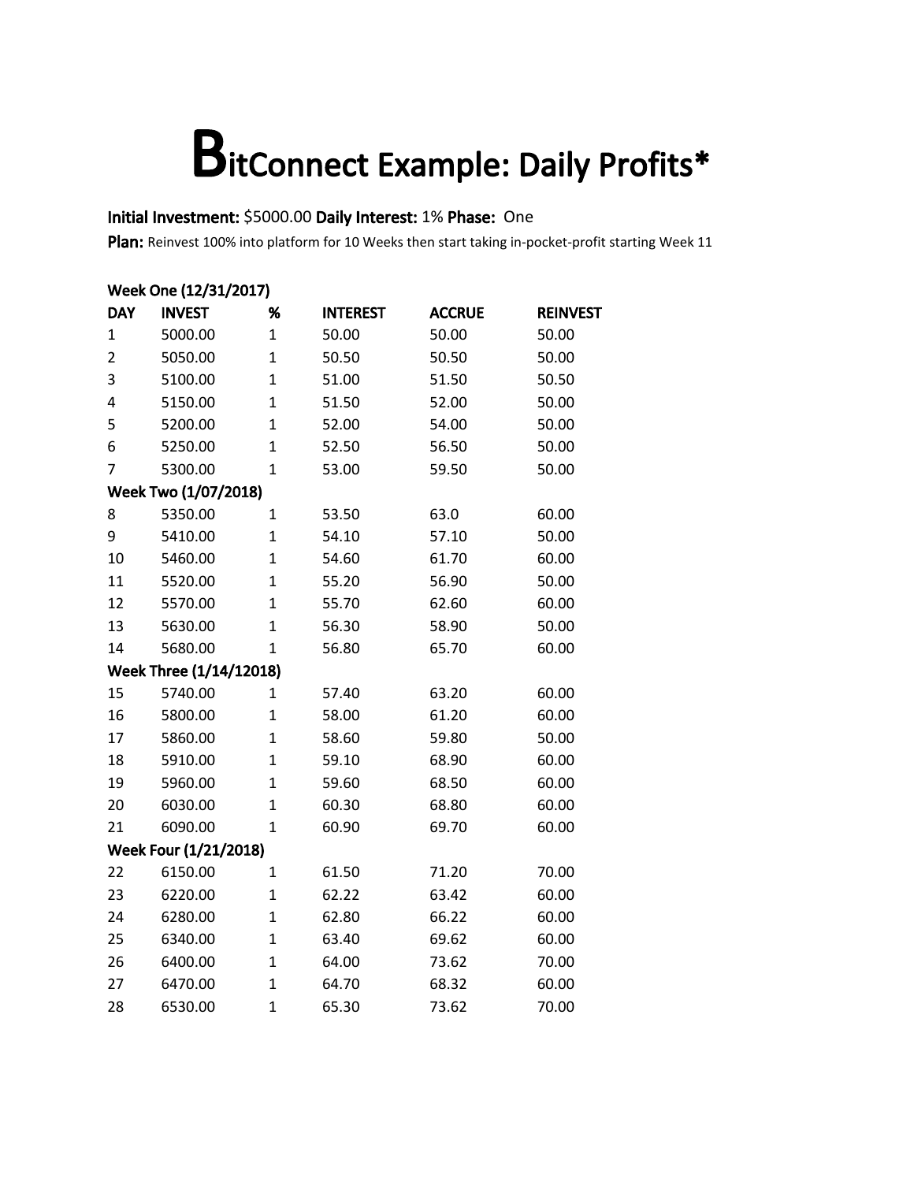# BitConnect Example: Daily Profits*

**Initial Investment:** $5000.00 **Daily Interest:** 1% **Phase:** One

**Plan:** Reinvest 100% into platform for 10 Weeks then start taking in-pocket-profit starting Week 11

| DAY | INVEST | % | INTEREST | ACCRUE | REINVEST |
|---|---|---|---|---|---|
| **Week One (12/31/2017)** | | | | | |
| 1 | 5000.00 | 1 | 50.00 | 50.00 | 50.00 |
| 2 | 5050.00 | 1 | 50.50 | 50.50 | 50.00 |
| 3 | 5100.00 | 1 | 51.00 | 51.50 | 50.50 |
| 4 | 5150.00 | 1 | 51.50 | 52.00 | 50.00 |
| 5 | 5200.00 | 1 | 52.00 | 54.00 | 50.00 |
| 6 | 5250.00 | 1 | 52.50 | 56.50 | 50.00 |
| 7 | 5300.00 | 1 | 53.00 | 59.50 | 50.00 |
| **Week Two (1/07/2018)** | | | | | |
| 8 | 5350.00 | 1 | 53.50 | 63.0 | 60.00 |
| 9 | 5410.00 | 1 | 54.10 | 57.10 | 50.00 |
| 10 | 5460.00 | 1 | 54.60 | 61.70 | 60.00 |
| 11 | 5520.00 | 1 | 55.20 | 56.90 | 50.00 |
| 12 | 5570.00 | 1 | 55.70 | 62.60 | 60.00 |
| 13 | 5630.00 | 1 | 56.30 | 58.90 | 50.00 |
| 14 | 5680.00 | 1 | 56.80 | 65.70 | 60.00 |
| **Week Three (1/14/12018)** | | | | | |
| 15 | 5740.00 | 1 | 57.40 | 63.20 | 60.00 |
| 16 | 5800.00 | 1 | 58.00 | 61.20 | 60.00 |
| 17 | 5860.00 | 1 | 58.60 | 59.80 | 50.00 |
| 18 | 5910.00 | 1 | 59.10 | 68.90 | 60.00 |
| 19 | 5960.00 | 1 | 59.60 | 68.50 | 60.00 |
| 20 | 6030.00 | 1 | 60.30 | 68.80 | 60.00 |
| 21 | 6090.00 | 1 | 60.90 | 69.70 | 60.00 |
| **Week Four (1/21/2018)** | | | | | |
| 22 | 6150.00 | 1 | 61.50 | 71.20 | 70.00 |
| 23 | 6220.00 | 1 | 62.22 | 63.42 | 60.00 |
| 24 | 6280.00 | 1 | 62.80 | 66.22 | 60.00 |
| 25 | 6340.00 | 1 | 63.40 | 69.62 | 60.00 |
| 26 | 6400.00 | 1 | 64.00 | 73.62 | 70.00 |
| 27 | 6470.00 | 1 | 64.70 | 68.32 | 60.00 |
| 28 | 6530.00 | 1 | 65.30 | 73.62 | 70.00 |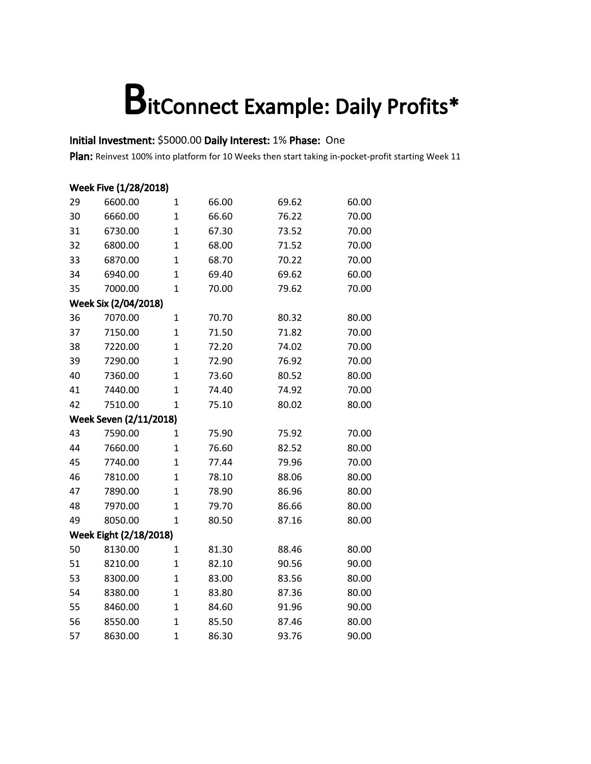# BitConnect Example: Daily Profits*

**Initial Investment:** $5000.00 **Daily Interest:** 1% **Phase:** One

**Plan:** Reinvest 100% into platform for 10 Weeks then start taking in-pocket-profit starting Week 11

| | | | | | |
|---|---|---|---|---|---|
| **Week Five (1/28/2018)** | | | | | |
| 29 | 6600.00 | 1 | 66.00 | 69.62 | 60.00 |
| 30 | 6660.00 | 1 | 66.60 | 76.22 | 70.00 |
| 31 | 6730.00 | 1 | 67.30 | 73.52 | 70.00 |
| 32 | 6800.00 | 1 | 68.00 | 71.52 | 70.00 |
| 33 | 6870.00 | 1 | 68.70 | 70.22 | 70.00 |
| 34 | 6940.00 | 1 | 69.40 | 69.62 | 60.00 |
| 35 | 7000.00 | 1 | 70.00 | 79.62 | 70.00 |
| **Week Six (2/04/2018)** | | | | | |
| 36 | 7070.00 | 1 | 70.70 | 80.32 | 80.00 |
| 37 | 7150.00 | 1 | 71.50 | 71.82 | 70.00 |
| 38 | 7220.00 | 1 | 72.20 | 74.02 | 70.00 |
| 39 | 7290.00 | 1 | 72.90 | 76.92 | 70.00 |
| 40 | 7360.00 | 1 | 73.60 | 80.52 | 80.00 |
| 41 | 7440.00 | 1 | 74.40 | 74.92 | 70.00 |
| 42 | 7510.00 | 1 | 75.10 | 80.02 | 80.00 |
| **Week Seven (2/11/2018)** | | | | | |
| 43 | 7590.00 | 1 | 75.90 | 75.92 | 70.00 |
| 44 | 7660.00 | 1 | 76.60 | 82.52 | 80.00 |
| 45 | 7740.00 | 1 | 77.44 | 79.96 | 70.00 |
| 46 | 7810.00 | 1 | 78.10 | 88.06 | 80.00 |
| 47 | 7890.00 | 1 | 78.90 | 86.96 | 80.00 |
| 48 | 7970.00 | 1 | 79.70 | 86.66 | 80.00 |
| 49 | 8050.00 | 1 | 80.50 | 87.16 | 80.00 |
| **Week Eight (2/18/2018)** | | | | | |
| 50 | 8130.00 | 1 | 81.30 | 88.46 | 80.00 |
| 51 | 8210.00 | 1 | 82.10 | 90.56 | 90.00 |
| 53 | 8300.00 | 1 | 83.00 | 83.56 | 80.00 |
| 54 | 8380.00 | 1 | 83.80 | 87.36 | 80.00 |
| 55 | 8460.00 | 1 | 84.60 | 91.96 | 90.00 |
| 56 | 8550.00 | 1 | 85.50 | 87.46 | 80.00 |
| 57 | 8630.00 | 1 | 86.30 | 93.76 | 90.00 |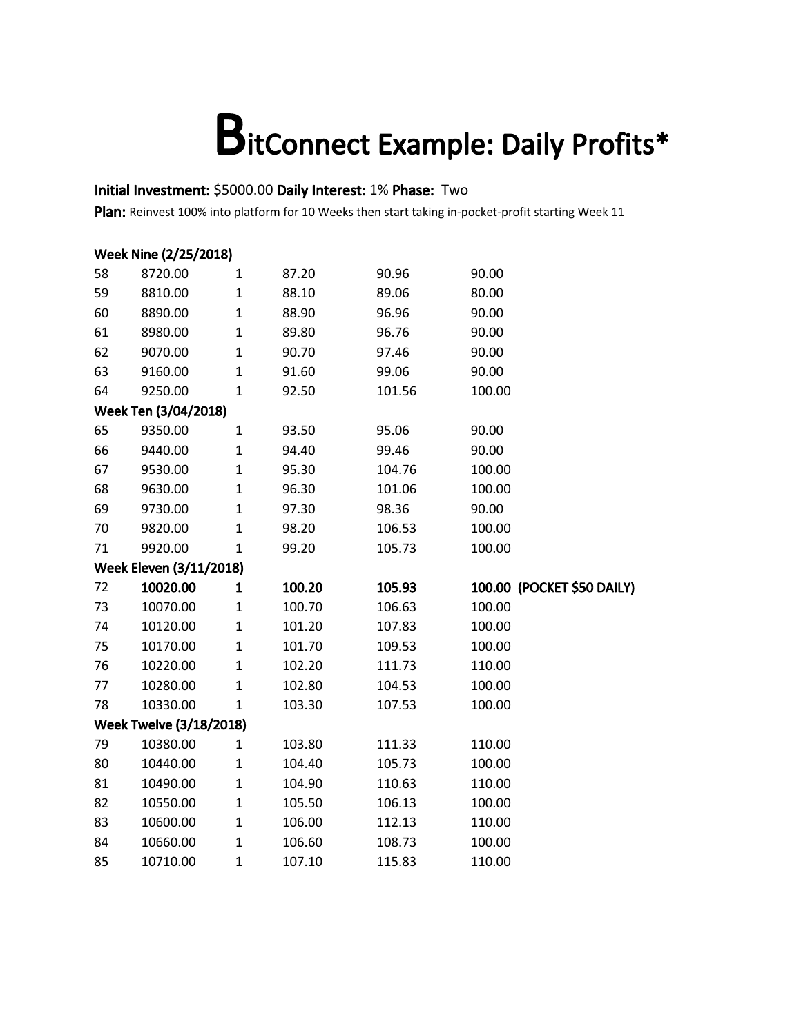# BitConnect Example: Daily Profits*

**Initial Investment:** $5000.00 **Daily Interest:** 1% **Phase:** Two

**Plan:** Reinvest 100% into platform for 10 Weeks then start taking in-pocket-profit starting Week 11

| | | | | | |
|---|---|---|---|---|---|
| **Week Nine (2/25/2018)** | | | | | |
| 58 | 8720.00 | 1 | 87.20 | 90.96 | 90.00 |
| 59 | 8810.00 | 1 | 88.10 | 89.06 | 80.00 |
| 60 | 8890.00 | 1 | 88.90 | 96.96 | 90.00 |
| 61 | 8980.00 | 1 | 89.80 | 96.76 | 90.00 |
| 62 | 9070.00 | 1 | 90.70 | 97.46 | 90.00 |
| 63 | 9160.00 | 1 | 91.60 | 99.06 | 90.00 |
| 64 | 9250.00 | 1 | 92.50 | 101.56 | 100.00 |
| **Week Ten (3/04/2018)** | | | | | |
| 65 | 9350.00 | 1 | 93.50 | 95.06 | 90.00 |
| 66 | 9440.00 | 1 | 94.40 | 99.46 | 90.00 |
| 67 | 9530.00 | 1 | 95.30 | 104.76 | 100.00 |
| 68 | 9630.00 | 1 | 96.30 | 101.06 | 100.00 |
| 69 | 9730.00 | 1 | 97.30 | 98.36 | 90.00 |
| 70 | 9820.00 | 1 | 98.20 | 106.53 | 100.00 |
| 71 | 9920.00 | 1 | 99.20 | 105.73 | 100.00 |
| **Week Eleven (3/11/2018)** | | | | | |
| 72 | **10020.00** | **1** | **100.20** | **105.93** | **100.00 (POCKET $50 DAILY)** |
| 73 | 10070.00 | 1 | 100.70 | 106.63 | 100.00 |
| 74 | 10120.00 | 1 | 101.20 | 107.83 | 100.00 |
| 75 | 10170.00 | 1 | 101.70 | 109.53 | 100.00 |
| 76 | 10220.00 | 1 | 102.20 | 111.73 | 110.00 |
| 77 | 10280.00 | 1 | 102.80 | 104.53 | 100.00 |
| 78 | 10330.00 | 1 | 103.30 | 107.53 | 100.00 |
| **Week Twelve (3/18/2018)** | | | | | |
| 79 | 10380.00 | 1 | 103.80 | 111.33 | 110.00 |
| 80 | 10440.00 | 1 | 104.40 | 105.73 | 100.00 |
| 81 | 10490.00 | 1 | 104.90 | 110.63 | 110.00 |
| 82 | 10550.00 | 1 | 105.50 | 106.13 | 100.00 |
| 83 | 10600.00 | 1 | 106.00 | 112.13 | 110.00 |
| 84 | 10660.00 | 1 | 106.60 | 108.73 | 100.00 |
| 85 | 10710.00 | 1 | 107.10 | 115.83 | 110.00 |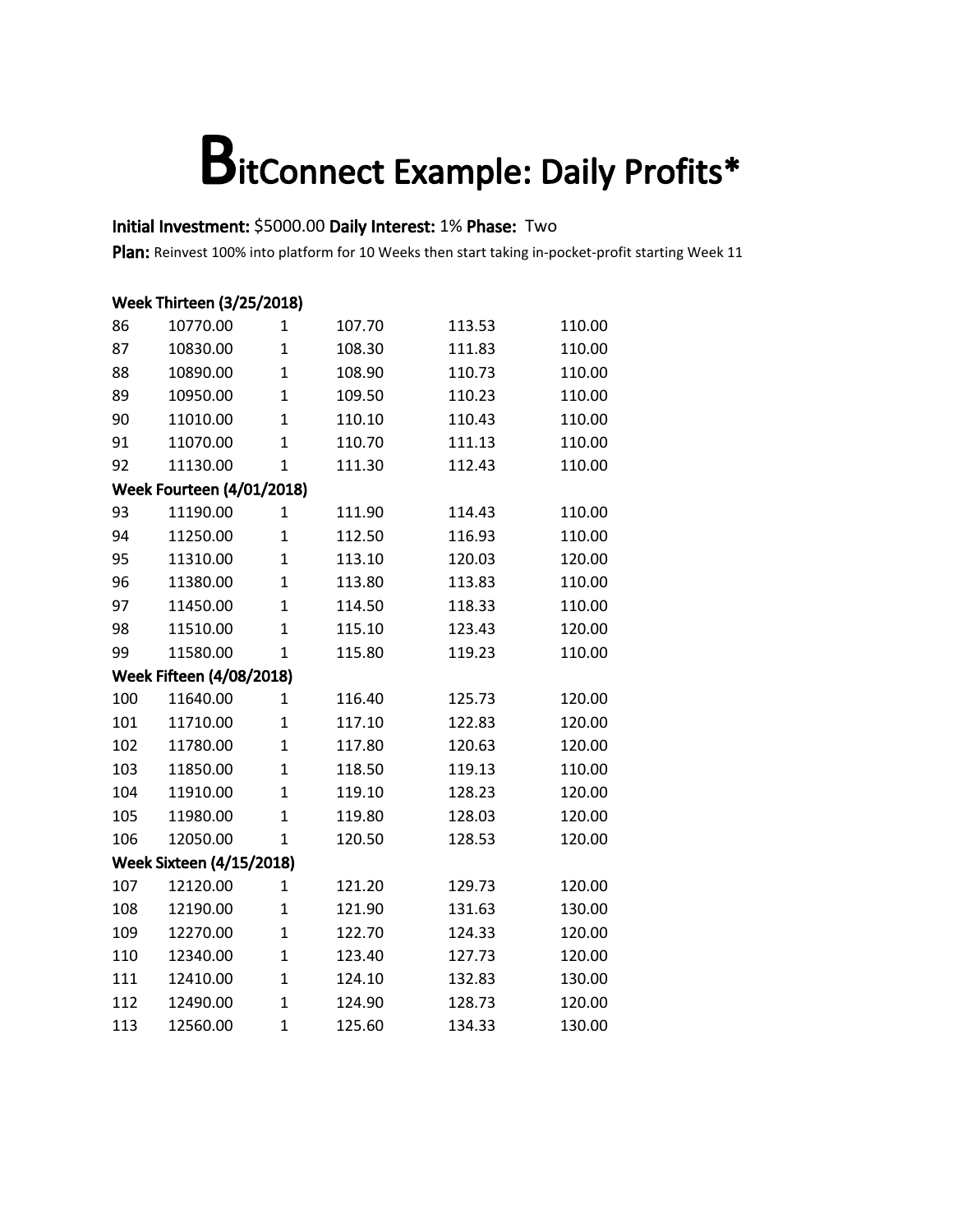# BitConnect Example: Daily Profits*

**Initial Investment:** $5000.00 **Daily Interest:** 1% **Phase:** Two

**Plan:** Reinvest 100% into platform for 10 Weeks then start taking in-pocket-profit starting Week 11

**Week Thirteen (3/25/2018)**

| | | | | | |
|---|---|---|---|---|---|
| 86 | 10770.00 | 1 | 107.70 | 113.53 | 110.00 |
| 87 | 10830.00 | 1 | 108.30 | 111.83 | 110.00 |
| 88 | 10890.00 | 1 | 108.90 | 110.73 | 110.00 |
| 89 | 10950.00 | 1 | 109.50 | 110.23 | 110.00 |
| 90 | 11010.00 | 1 | 110.10 | 110.43 | 110.00 |
| 91 | 11070.00 | 1 | 110.70 | 111.13 | 110.00 |
| 92 | 11130.00 | 1 | 111.30 | 112.43 | 110.00 |

**Week Fourteen (4/01/2018)**

| | | | | | |
|---|---|---|---|---|---|
| 93 | 11190.00 | 1 | 111.90 | 114.43 | 110.00 |
| 94 | 11250.00 | 1 | 112.50 | 116.93 | 110.00 |
| 95 | 11310.00 | 1 | 113.10 | 120.03 | 120.00 |
| 96 | 11380.00 | 1 | 113.80 | 113.83 | 110.00 |
| 97 | 11450.00 | 1 | 114.50 | 118.33 | 110.00 |
| 98 | 11510.00 | 1 | 115.10 | 123.43 | 120.00 |
| 99 | 11580.00 | 1 | 115.80 | 119.23 | 110.00 |

**Week Fifteen (4/08/2018)**

| | | | | | |
|---|---|---|---|---|---|
| 100 | 11640.00 | 1 | 116.40 | 125.73 | 120.00 |
| 101 | 11710.00 | 1 | 117.10 | 122.83 | 120.00 |
| 102 | 11780.00 | 1 | 117.80 | 120.63 | 120.00 |
| 103 | 11850.00 | 1 | 118.50 | 119.13 | 110.00 |
| 104 | 11910.00 | 1 | 119.10 | 128.23 | 120.00 |
| 105 | 11980.00 | 1 | 119.80 | 128.03 | 120.00 |
| 106 | 12050.00 | 1 | 120.50 | 128.53 | 120.00 |

**Week Sixteen (4/15/2018)**

| | | | | | |
|---|---|---|---|---|---|
| 107 | 12120.00 | 1 | 121.20 | 129.73 | 120.00 |
| 108 | 12190.00 | 1 | 121.90 | 131.63 | 130.00 |
| 109 | 12270.00 | 1 | 122.70 | 124.33 | 120.00 |
| 110 | 12340.00 | 1 | 123.40 | 127.73 | 120.00 |
| 111 | 12410.00 | 1 | 124.10 | 132.83 | 130.00 |
| 112 | 12490.00 | 1 | 124.90 | 128.73 | 120.00 |
| 113 | 12560.00 | 1 | 125.60 | 134.33 | 130.00 |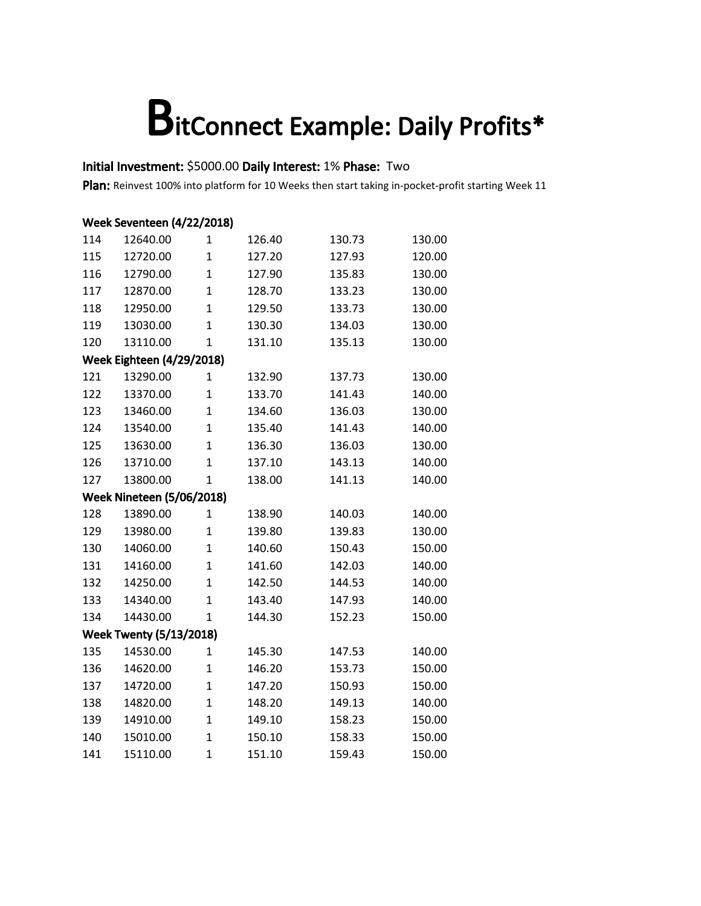# BitConnect Example: Daily Profits*

**Initial Investment:** $5000.00 **Daily Interest:** 1% **Phase:** Two

**Plan:** Reinvest 100% into platform for 10 Weeks then start taking in-pocket-profit starting Week 11

| | | | | | |
|---|---|---|---|---|---|
| **Week Seventeen (4/22/2018)** | | | | | |
| 114 | 12640.00 | 1 | 126.40 | 130.73 | 130.00 |
| 115 | 12720.00 | 1 | 127.20 | 127.93 | 120.00 |
| 116 | 12790.00 | 1 | 127.90 | 135.83 | 130.00 |
| 117 | 12870.00 | 1 | 128.70 | 133.23 | 130.00 |
| 118 | 12950.00 | 1 | 129.50 | 133.73 | 130.00 |
| 119 | 13030.00 | 1 | 130.30 | 134.03 | 130.00 |
| 120 | 13110.00 | 1 | 131.10 | 135.13 | 130.00 |
| **Week Eighteen (4/29/2018)** | | | | | |
| 121 | 13290.00 | 1 | 132.90 | 137.73 | 130.00 |
| 122 | 13370.00 | 1 | 133.70 | 141.43 | 140.00 |
| 123 | 13460.00 | 1 | 134.60 | 136.03 | 130.00 |
| 124 | 13540.00 | 1 | 135.40 | 141.43 | 140.00 |
| 125 | 13630.00 | 1 | 136.30 | 136.03 | 130.00 |
| 126 | 13710.00 | 1 | 137.10 | 143.13 | 140.00 |
| 127 | 13800.00 | 1 | 138.00 | 141.13 | 140.00 |
| **Week Nineteen (5/06/2018)** | | | | | |
| 128 | 13890.00 | 1 | 138.90 | 140.03 | 140.00 |
| 129 | 13980.00 | 1 | 139.80 | 139.83 | 130.00 |
| 130 | 14060.00 | 1 | 140.60 | 150.43 | 150.00 |
| 131 | 14160.00 | 1 | 141.60 | 142.03 | 140.00 |
| 132 | 14250.00 | 1 | 142.50 | 144.53 | 140.00 |
| 133 | 14340.00 | 1 | 143.40 | 147.93 | 140.00 |
| 134 | 14430.00 | 1 | 144.30 | 152.23 | 150.00 |
| **Week Twenty (5/13/2018)** | | | | | |
| 135 | 14530.00 | 1 | 145.30 | 147.53 | 140.00 |
| 136 | 14620.00 | 1 | 146.20 | 153.73 | 150.00 |
| 137 | 14720.00 | 1 | 147.20 | 150.93 | 150.00 |
| 138 | 14820.00 | 1 | 148.20 | 149.13 | 140.00 |
| 139 | 14910.00 | 1 | 149.10 | 158.23 | 150.00 |
| 140 | 15010.00 | 1 | 150.10 | 158.33 | 150.00 |
| 141 | 15110.00 | 1 | 151.10 | 159.43 | 150.00 |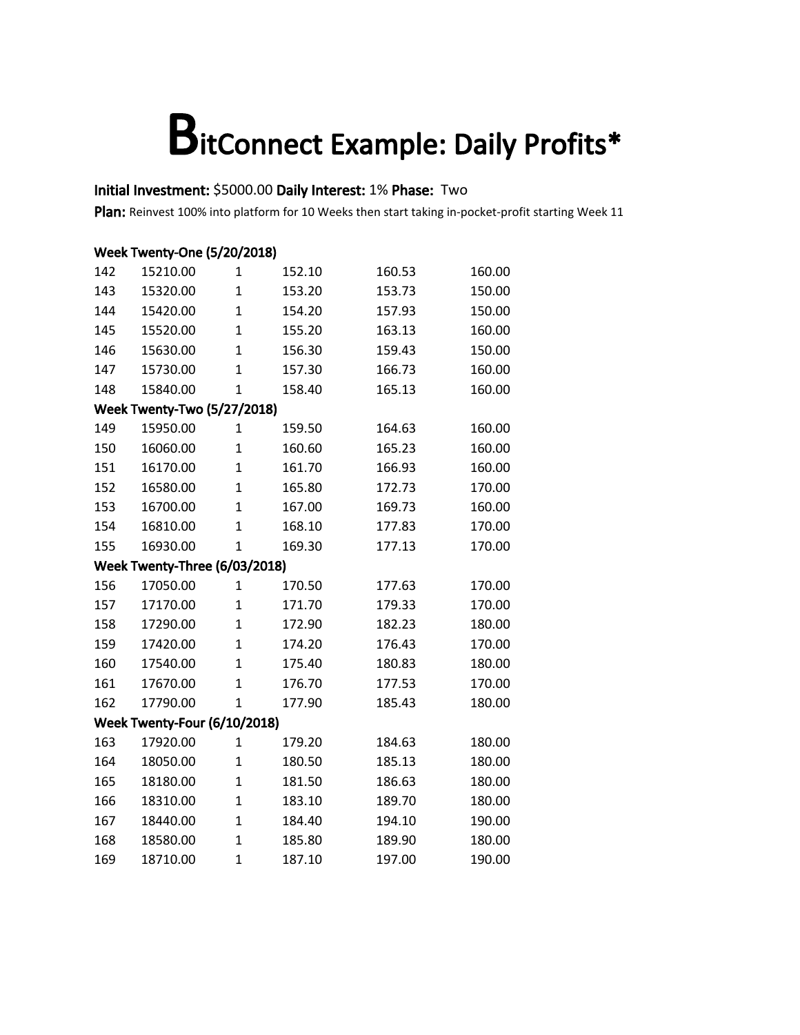# BitConnect Example: Daily Profits*

**Initial Investment:** $5000.00 **Daily Interest:** 1% **Phase:** Two

**Plan:** Reinvest 100% into platform for 10 Weeks then start taking in-pocket-profit starting Week 11

**Week Twenty-One (5/20/2018)**

| | | | | | |
|---|---|---|---|---|---|
| 142 | 15210.00 | 1 | 152.10 | 160.53 | 160.00 |
| 143 | 15320.00 | 1 | 153.20 | 153.73 | 150.00 |
| 144 | 15420.00 | 1 | 154.20 | 157.93 | 150.00 |
| 145 | 15520.00 | 1 | 155.20 | 163.13 | 160.00 |
| 146 | 15630.00 | 1 | 156.30 | 159.43 | 150.00 |
| 147 | 15730.00 | 1 | 157.30 | 166.73 | 160.00 |
| 148 | 15840.00 | 1 | 158.40 | 165.13 | 160.00 |

**Week Twenty-Two (5/27/2018)**

| | | | | | |
|---|---|---|---|---|---|
| 149 | 15950.00 | 1 | 159.50 | 164.63 | 160.00 |
| 150 | 16060.00 | 1 | 160.60 | 165.23 | 160.00 |
| 151 | 16170.00 | 1 | 161.70 | 166.93 | 160.00 |
| 152 | 16580.00 | 1 | 165.80 | 172.73 | 170.00 |
| 153 | 16700.00 | 1 | 167.00 | 169.73 | 160.00 |
| 154 | 16810.00 | 1 | 168.10 | 177.83 | 170.00 |
| 155 | 16930.00 | 1 | 169.30 | 177.13 | 170.00 |

**Week Twenty-Three (6/03/2018)**

| | | | | | |
|---|---|---|---|---|---|
| 156 | 17050.00 | 1 | 170.50 | 177.63 | 170.00 |
| 157 | 17170.00 | 1 | 171.70 | 179.33 | 170.00 |
| 158 | 17290.00 | 1 | 172.90 | 182.23 | 180.00 |
| 159 | 17420.00 | 1 | 174.20 | 176.43 | 170.00 |
| 160 | 17540.00 | 1 | 175.40 | 180.83 | 180.00 |
| 161 | 17670.00 | 1 | 176.70 | 177.53 | 170.00 |
| 162 | 17790.00 | 1 | 177.90 | 185.43 | 180.00 |

**Week Twenty-Four (6/10/2018)**

| | | | | | |
|---|---|---|---|---|---|
| 163 | 17920.00 | 1 | 179.20 | 184.63 | 180.00 |
| 164 | 18050.00 | 1 | 180.50 | 185.13 | 180.00 |
| 165 | 18180.00 | 1 | 181.50 | 186.63 | 180.00 |
| 166 | 18310.00 | 1 | 183.10 | 189.70 | 180.00 |
| 167 | 18440.00 | 1 | 184.40 | 194.10 | 190.00 |
| 168 | 18580.00 | 1 | 185.80 | 189.90 | 180.00 |
| 169 | 18710.00 | 1 | 187.10 | 197.00 | 190.00 |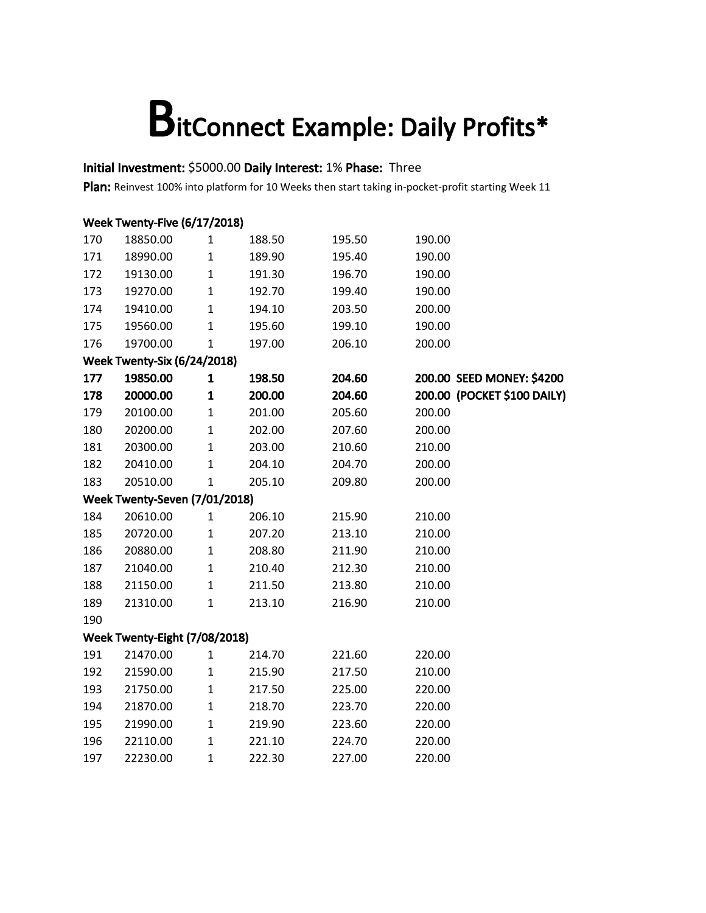# BitConnect Example: Daily Profits*

**Initial Investment:** $5000.00 **Daily Interest:** 1% **Phase:** Three

**Plan:** Reinvest 100% into platform for 10 Weeks then start taking in-pocket-profit starting Week 11

**Week Twenty-Five (6/17/2018)**

| | | | | | | |
|---|---|---|---|---|---|---|
| 170 | 18850.00 | 1 | 188.50 | 195.50 | 190.00 | |
| 171 | 18990.00 | 1 | 189.90 | 195.40 | 190.00 | |
| 172 | 19130.00 | 1 | 191.30 | 196.70 | 190.00 | |
| 173 | 19270.00 | 1 | 192.70 | 199.40 | 190.00 | |
| 174 | 19410.00 | 1 | 194.10 | 203.50 | 200.00 | |
| 175 | 19560.00 | 1 | 195.60 | 199.10 | 190.00 | |
| 176 | 19700.00 | 1 | 197.00 | 206.10 | 200.00 | |

**Week Twenty-Six (6/24/2018)**

| | | | | | | |
|---|---|---|---|---|---|---|
| **177** | **19850.00** | **1** | **198.50** | **204.60** | **200.00** | **SEED MONEY: $4200** |
| **178** | **20000.00** | **1** | **200.00** | **204.60** | **200.00** | **(POCKET $100 DAILY)** |
| 179 | 20100.00 | 1 | 201.00 | 205.60 | 200.00 | |
| 180 | 20200.00 | 1 | 202.00 | 207.60 | 200.00 | |
| 181 | 20300.00 | 1 | 203.00 | 210.60 | 210.00 | |
| 182 | 20410.00 | 1 | 204.10 | 204.70 | 200.00 | |
| 183 | 20510.00 | 1 | 205.10 | 209.80 | 200.00 | |

**Week Twenty-Seven (7/01/2018)**

| | | | | | | |
|---|---|---|---|---|---|---|
| 184 | 20610.00 | 1 | 206.10 | 215.90 | 210.00 | |
| 185 | 20720.00 | 1 | 207.20 | 213.10 | 210.00 | |
| 186 | 20880.00 | 1 | 208.80 | 211.90 | 210.00 | |
| 187 | 21040.00 | 1 | 210.40 | 212.30 | 210.00 | |
| 188 | 21150.00 | 1 | 211.50 | 213.80 | 210.00 | |
| 189 | 21310.00 | 1 | 213.10 | 216.90 | 210.00 | |
| 190 | | | | | | |

**Week Twenty-Eight (7/08/2018)**

| | | | | | | |
|---|---|---|---|---|---|---|
| 191 | 21470.00 | 1 | 214.70 | 221.60 | 220.00 | |
| 192 | 21590.00 | 1 | 215.90 | 217.50 | 210.00 | |
| 193 | 21750.00 | 1 | 217.50 | 225.00 | 220.00 | |
| 194 | 21870.00 | 1 | 218.70 | 223.70 | 220.00 | |
| 195 | 21990.00 | 1 | 219.90 | 223.60 | 220.00 | |
| 196 | 22110.00 | 1 | 221.10 | 224.70 | 220.00 | |
| 197 | 22230.00 | 1 | 222.30 | 227.00 | 220.00 | |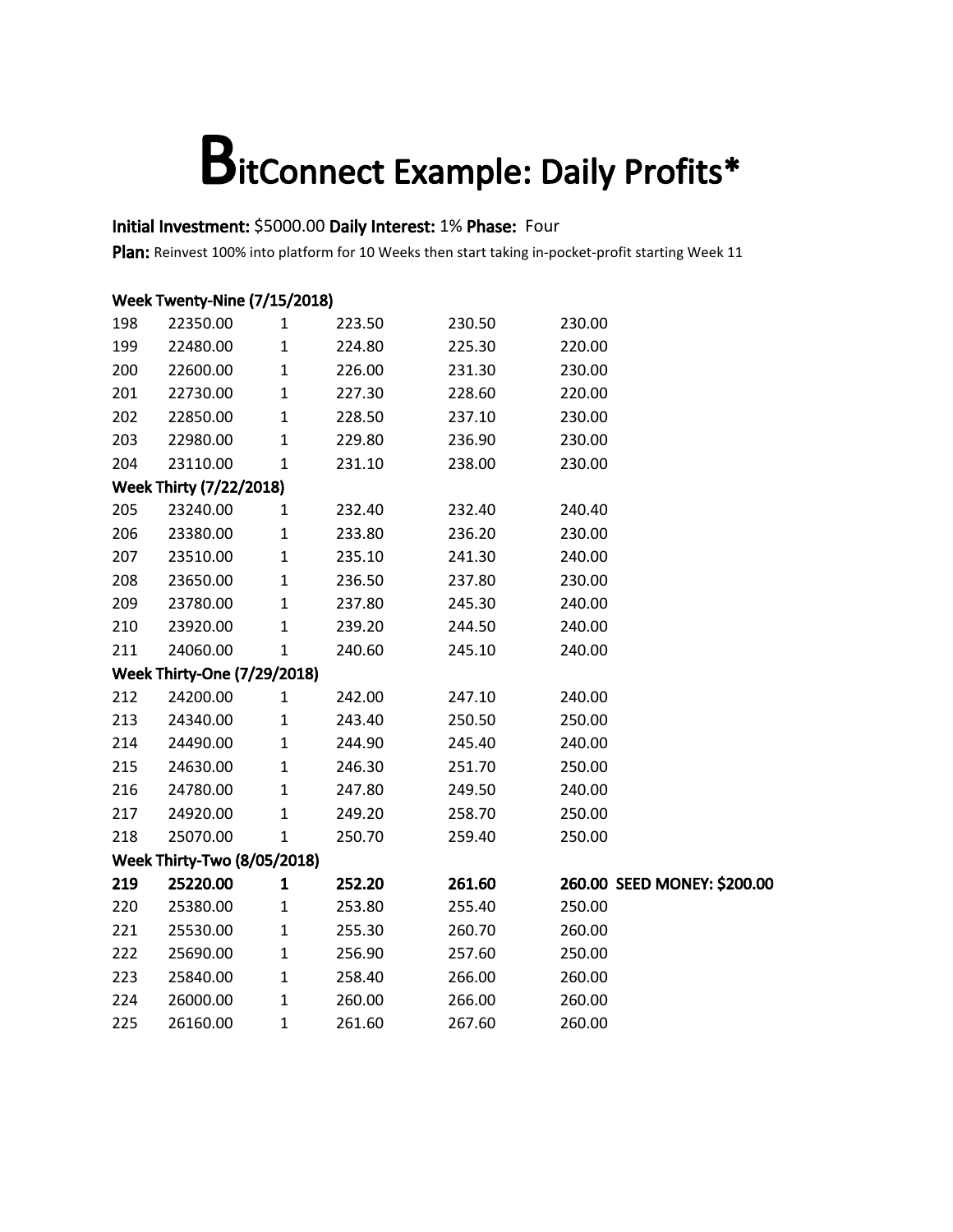# BitConnect Example: Daily Profits*

**Initial Investment:** $5000.00 **Daily Interest:** 1% **Phase:** Four

**Plan:** Reinvest 100% into platform for 10 Weeks then start taking in-pocket-profit starting Week 11

| | | | | | | |
|---|---|---|---|---|---|---|
| **Week Twenty-Nine (7/15/2018)** | | | | | | |
| 198 | 22350.00 | 1 | 223.50 | 230.50 | 230.00 | |
| 199 | 22480.00 | 1 | 224.80 | 225.30 | 220.00 | |
| 200 | 22600.00 | 1 | 226.00 | 231.30 | 230.00 | |
| 201 | 22730.00 | 1 | 227.30 | 228.60 | 220.00 | |
| 202 | 22850.00 | 1 | 228.50 | 237.10 | 230.00 | |
| 203 | 22980.00 | 1 | 229.80 | 236.90 | 230.00 | |
| 204 | 23110.00 | 1 | 231.10 | 238.00 | 230.00 | |
| **Week Thirty (7/22/2018)** | | | | | | |
| 205 | 23240.00 | 1 | 232.40 | 232.40 | 240.40 | |
| 206 | 23380.00 | 1 | 233.80 | 236.20 | 230.00 | |
| 207 | 23510.00 | 1 | 235.10 | 241.30 | 240.00 | |
| 208 | 23650.00 | 1 | 236.50 | 237.80 | 230.00 | |
| 209 | 23780.00 | 1 | 237.80 | 245.30 | 240.00 | |
| 210 | 23920.00 | 1 | 239.20 | 244.50 | 240.00 | |
| 211 | 24060.00 | 1 | 240.60 | 245.10 | 240.00 | |
| **Week Thirty-One (7/29/2018)** | | | | | | |
| 212 | 24200.00 | 1 | 242.00 | 247.10 | 240.00 | |
| 213 | 24340.00 | 1 | 243.40 | 250.50 | 250.00 | |
| 214 | 24490.00 | 1 | 244.90 | 245.40 | 240.00 | |
| 215 | 24630.00 | 1 | 246.30 | 251.70 | 250.00 | |
| 216 | 24780.00 | 1 | 247.80 | 249.50 | 240.00 | |
| 217 | 24920.00 | 1 | 249.20 | 258.70 | 250.00 | |
| 218 | 25070.00 | 1 | 250.70 | 259.40 | 250.00 | |
| **Week Thirty-Two (8/05/2018)** | | | | | | |
| **219** | **25220.00** | **1** | **252.20** | **261.60** | **260.00** | **SEED MONEY: $200.00** |
| 220 | 25380.00 | 1 | 253.80 | 255.40 | 250.00 | |
| 221 | 25530.00 | 1 | 255.30 | 260.70 | 260.00 | |
| 222 | 25690.00 | 1 | 256.90 | 257.60 | 250.00 | |
| 223 | 25840.00 | 1 | 258.40 | 266.00 | 260.00 | |
| 224 | 26000.00 | 1 | 260.00 | 266.00 | 260.00 | |
| 225 | 26160.00 | 1 | 261.60 | 267.60 | 260.00 | |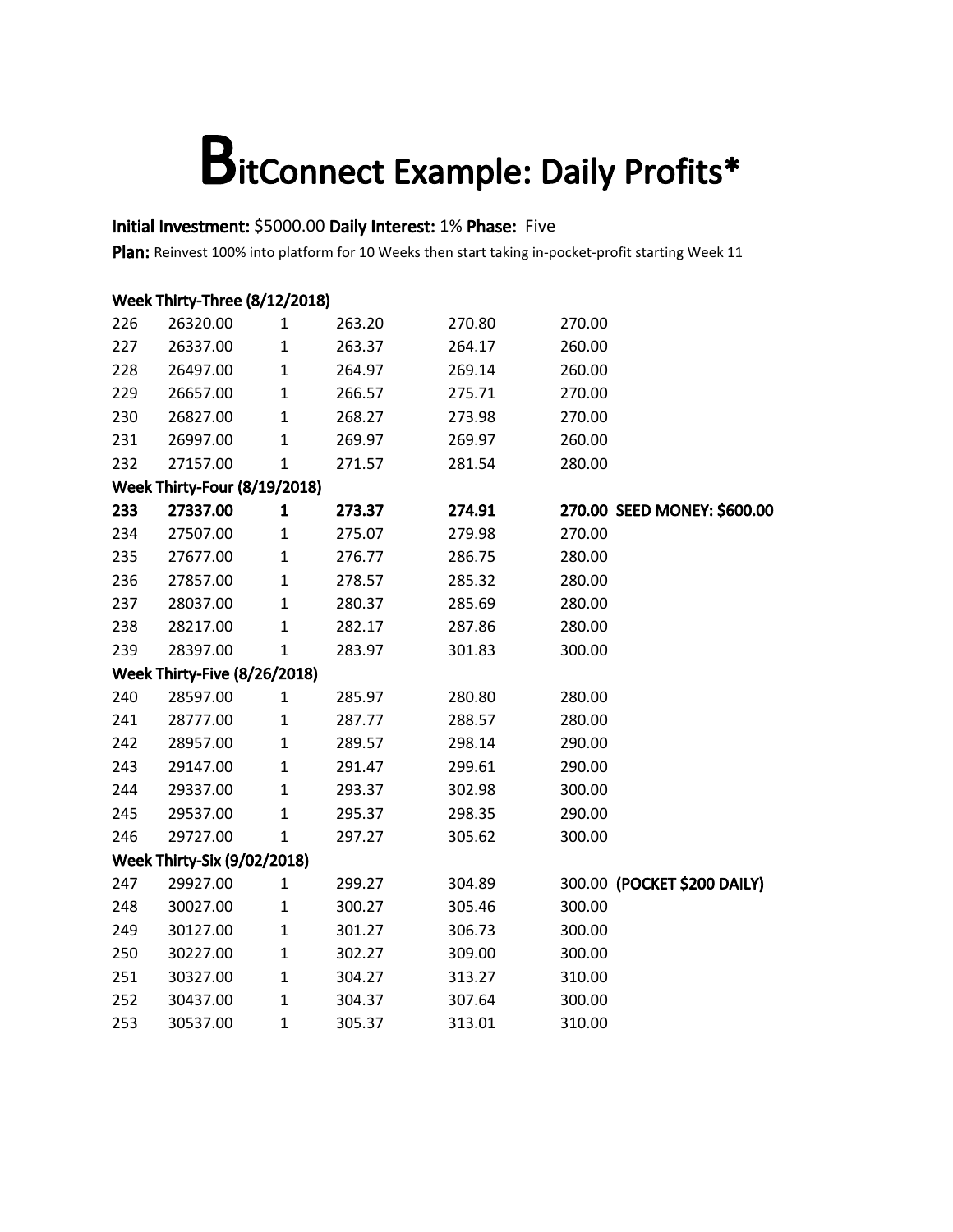# BitConnect Example: Daily Profits*

**Initial Investment:** $5000.00 **Daily Interest:** 1% **Phase:** Five

**Plan:** Reinvest 100% into platform for 10 Weeks then start taking in-pocket-profit starting Week 11

| | | | | | | |
|---|---|---|---|---|---|---|
| **Week Thirty-Three (8/12/2018)** | | | | | | |
| 226 | 26320.00 | 1 | 263.20 | 270.80 | 270.00 | |
| 227 | 26337.00 | 1 | 263.37 | 264.17 | 260.00 | |
| 228 | 26497.00 | 1 | 264.97 | 269.14 | 260.00 | |
| 229 | 26657.00 | 1 | 266.57 | 275.71 | 270.00 | |
| 230 | 26827.00 | 1 | 268.27 | 273.98 | 270.00 | |
| 231 | 26997.00 | 1 | 269.97 | 269.97 | 260.00 | |
| 232 | 27157.00 | 1 | 271.57 | 281.54 | 280.00 | |
| **Week Thirty-Four (8/19/2018)** | | | | | | |
| **233** | **27337.00** | **1** | **273.37** | **274.91** | **270.00** | **SEED MONEY: $600.00** |
| 234 | 27507.00 | 1 | 275.07 | 279.98 | 270.00 | |
| 235 | 27677.00 | 1 | 276.77 | 286.75 | 280.00 | |
| 236 | 27857.00 | 1 | 278.57 | 285.32 | 280.00 | |
| 237 | 28037.00 | 1 | 280.37 | 285.69 | 280.00 | |
| 238 | 28217.00 | 1 | 282.17 | 287.86 | 280.00 | |
| 239 | 28397.00 | 1 | 283.97 | 301.83 | 300.00 | |
| **Week Thirty-Five (8/26/2018)** | | | | | | |
| 240 | 28597.00 | 1 | 285.97 | 280.80 | 280.00 | |
| 241 | 28777.00 | 1 | 287.77 | 288.57 | 280.00 | |
| 242 | 28957.00 | 1 | 289.57 | 298.14 | 290.00 | |
| 243 | 29147.00 | 1 | 291.47 | 299.61 | 290.00 | |
| 244 | 29337.00 | 1 | 293.37 | 302.98 | 300.00 | |
| 245 | 29537.00 | 1 | 295.37 | 298.35 | 290.00 | |
| 246 | 29727.00 | 1 | 297.27 | 305.62 | 300.00 | |
| **Week Thirty-Six (9/02/2018)** | | | | | | |
| 247 | 29927.00 | 1 | 299.27 | 304.89 | 300.00 | **(POCKET $200 DAILY)** |
| 248 | 30027.00 | 1 | 300.27 | 305.46 | 300.00 | |
| 249 | 30127.00 | 1 | 301.27 | 306.73 | 300.00 | |
| 250 | 30227.00 | 1 | 302.27 | 309.00 | 300.00 | |
| 251 | 30327.00 | 1 | 304.27 | 313.27 | 310.00 | |
| 252 | 30437.00 | 1 | 304.37 | 307.64 | 300.00 | |
| 253 | 30537.00 | 1 | 305.37 | 313.01 | 310.00 | |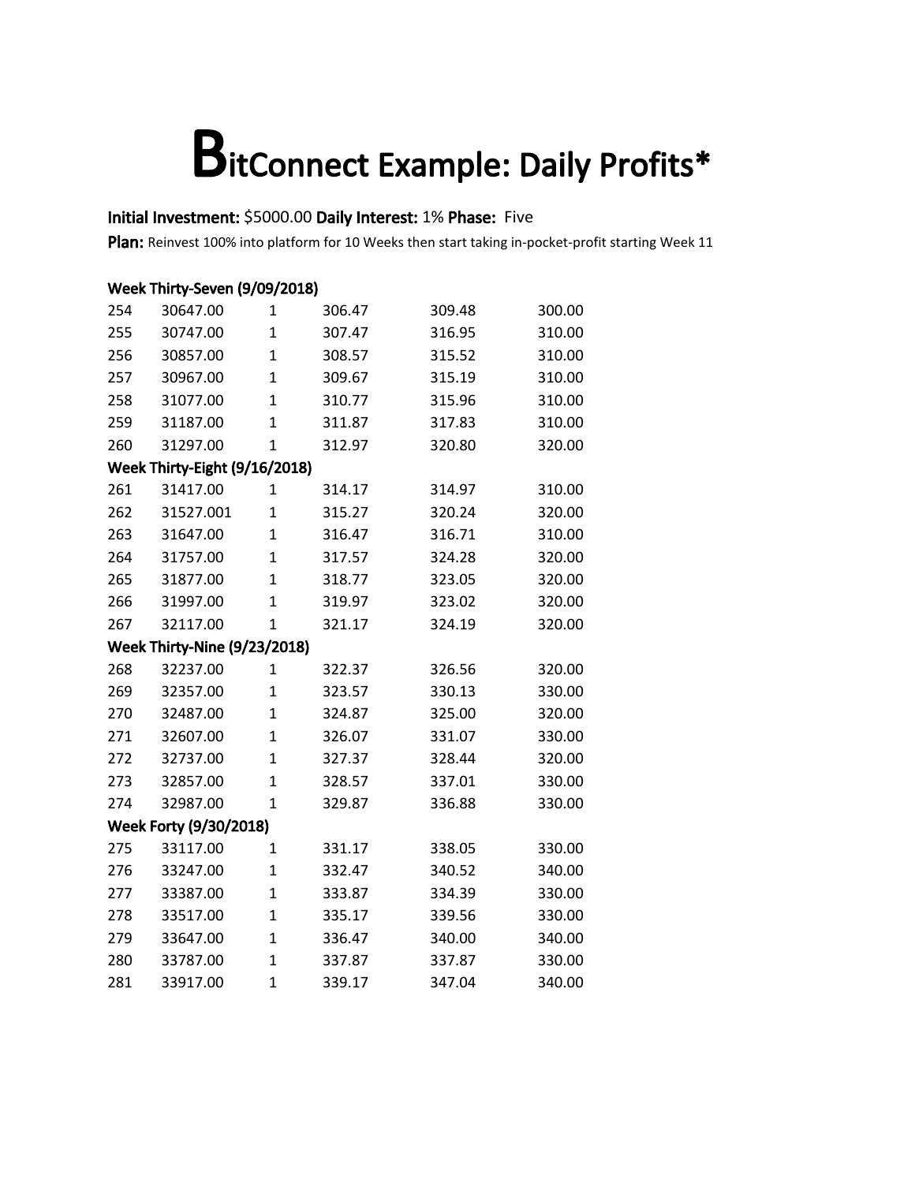# BitConnect Example: Daily Profits*

**Initial Investment:** $5000.00 **Daily Interest:** 1% **Phase:** Five

**Plan:** Reinvest 100% into platform for 10 Weeks then start taking in-pocket-profit starting Week 11

**Week Thirty-Seven (9/09/2018)**

| | | | | | |
|---|---|---|---|---|---|
| 254 | 30647.00 | 1 | 306.47 | 309.48 | 300.00 |
| 255 | 30747.00 | 1 | 307.47 | 316.95 | 310.00 |
| 256 | 30857.00 | 1 | 308.57 | 315.52 | 310.00 |
| 257 | 30967.00 | 1 | 309.67 | 315.19 | 310.00 |
| 258 | 31077.00 | 1 | 310.77 | 315.96 | 310.00 |
| 259 | 31187.00 | 1 | 311.87 | 317.83 | 310.00 |
| 260 | 31297.00 | 1 | 312.97 | 320.80 | 320.00 |

**Week Thirty-Eight (9/16/2018)**

| | | | | | |
|---|---|---|---|---|---|
| 261 | 31417.00 | 1 | 314.17 | 314.97 | 310.00 |
| 262 | 31527.001 | 1 | 315.27 | 320.24 | 320.00 |
| 263 | 31647.00 | 1 | 316.47 | 316.71 | 310.00 |
| 264 | 31757.00 | 1 | 317.57 | 324.28 | 320.00 |
| 265 | 31877.00 | 1 | 318.77 | 323.05 | 320.00 |
| 266 | 31997.00 | 1 | 319.97 | 323.02 | 320.00 |
| 267 | 32117.00 | 1 | 321.17 | 324.19 | 320.00 |

**Week Thirty-Nine (9/23/2018)**

| | | | | | |
|---|---|---|---|---|---|
| 268 | 32237.00 | 1 | 322.37 | 326.56 | 320.00 |
| 269 | 32357.00 | 1 | 323.57 | 330.13 | 330.00 |
| 270 | 32487.00 | 1 | 324.87 | 325.00 | 320.00 |
| 271 | 32607.00 | 1 | 326.07 | 331.07 | 330.00 |
| 272 | 32737.00 | 1 | 327.37 | 328.44 | 320.00 |
| 273 | 32857.00 | 1 | 328.57 | 337.01 | 330.00 |
| 274 | 32987.00 | 1 | 329.87 | 336.88 | 330.00 |

**Week Forty (9/30/2018)**

| | | | | | |
|---|---|---|---|---|---|
| 275 | 33117.00 | 1 | 331.17 | 338.05 | 330.00 |
| 276 | 33247.00 | 1 | 332.47 | 340.52 | 340.00 |
| 277 | 33387.00 | 1 | 333.87 | 334.39 | 330.00 |
| 278 | 33517.00 | 1 | 335.17 | 339.56 | 330.00 |
| 279 | 33647.00 | 1 | 336.47 | 340.00 | 340.00 |
| 280 | 33787.00 | 1 | 337.87 | 337.87 | 330.00 |
| 281 | 33917.00 | 1 | 339.17 | 347.04 | 340.00 |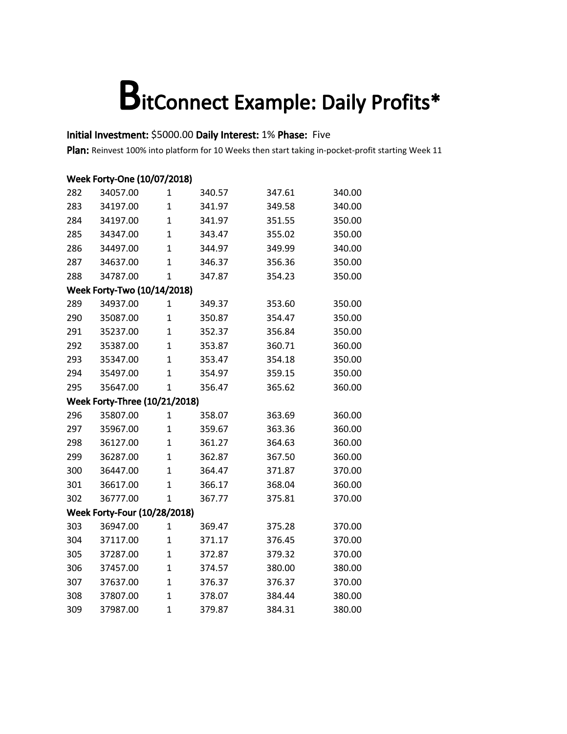// BitConnect Example: Daily Profits*

**Initial Investment:** $5000.00 **Daily Interest:** 1% **Phase:** Five

**Plan:** Reinvest 100% into platform for 10 Weeks then start taking in-pocket-profit starting Week 11

| | | | | | |
|---|---|---|---|---|---|
| **Week Forty-One (10/07/2018)** | | | | | |
| 282 | 34057.00 | 1 | 340.57 | 347.61 | 340.00 |
| 283 | 34197.00 | 1 | 341.97 | 349.58 | 340.00 |
| 284 | 34197.00 | 1 | 341.97 | 351.55 | 350.00 |
| 285 | 34347.00 | 1 | 343.47 | 355.02 | 350.00 |
| 286 | 34497.00 | 1 | 344.97 | 349.99 | 340.00 |
| 287 | 34637.00 | 1 | 346.37 | 356.36 | 350.00 |
| 288 | 34787.00 | 1 | 347.87 | 354.23 | 350.00 |
| **Week Forty-Two (10/14/2018)** | | | | | |
| 289 | 34937.00 | 1 | 349.37 | 353.60 | 350.00 |
| 290 | 35087.00 | 1 | 350.87 | 354.47 | 350.00 |
| 291 | 35237.00 | 1 | 352.37 | 356.84 | 350.00 |
| 292 | 35387.00 | 1 | 353.87 | 360.71 | 360.00 |
| 293 | 35347.00 | 1 | 353.47 | 354.18 | 350.00 |
| 294 | 35497.00 | 1 | 354.97 | 359.15 | 350.00 |
| 295 | 35647.00 | 1 | 356.47 | 365.62 | 360.00 |
| **Week Forty-Three (10/21/2018)** | | | | | |
| 296 | 35807.00 | 1 | 358.07 | 363.69 | 360.00 |
| 297 | 35967.00 | 1 | 359.67 | 363.36 | 360.00 |
| 298 | 36127.00 | 1 | 361.27 | 364.63 | 360.00 |
| 299 | 36287.00 | 1 | 362.87 | 367.50 | 360.00 |
| 300 | 36447.00 | 1 | 364.47 | 371.87 | 370.00 |
| 301 | 36617.00 | 1 | 366.17 | 368.04 | 360.00 |
| 302 | 36777.00 | 1 | 367.77 | 375.81 | 370.00 |
| **Week Forty-Four (10/28/2018)** | | | | | |
| 303 | 36947.00 | 1 | 369.47 | 375.28 | 370.00 |
| 304 | 37117.00 | 1 | 371.17 | 376.45 | 370.00 |
| 305 | 37287.00 | 1 | 372.87 | 379.32 | 370.00 |
| 306 | 37457.00 | 1 | 374.57 | 380.00 | 380.00 |
| 307 | 37637.00 | 1 | 376.37 | 376.37 | 370.00 |
| 308 | 37807.00 | 1 | 378.07 | 384.44 | 380.00 |
| 309 | 37987.00 | 1 | 379.87 | 384.31 | 380.00 |